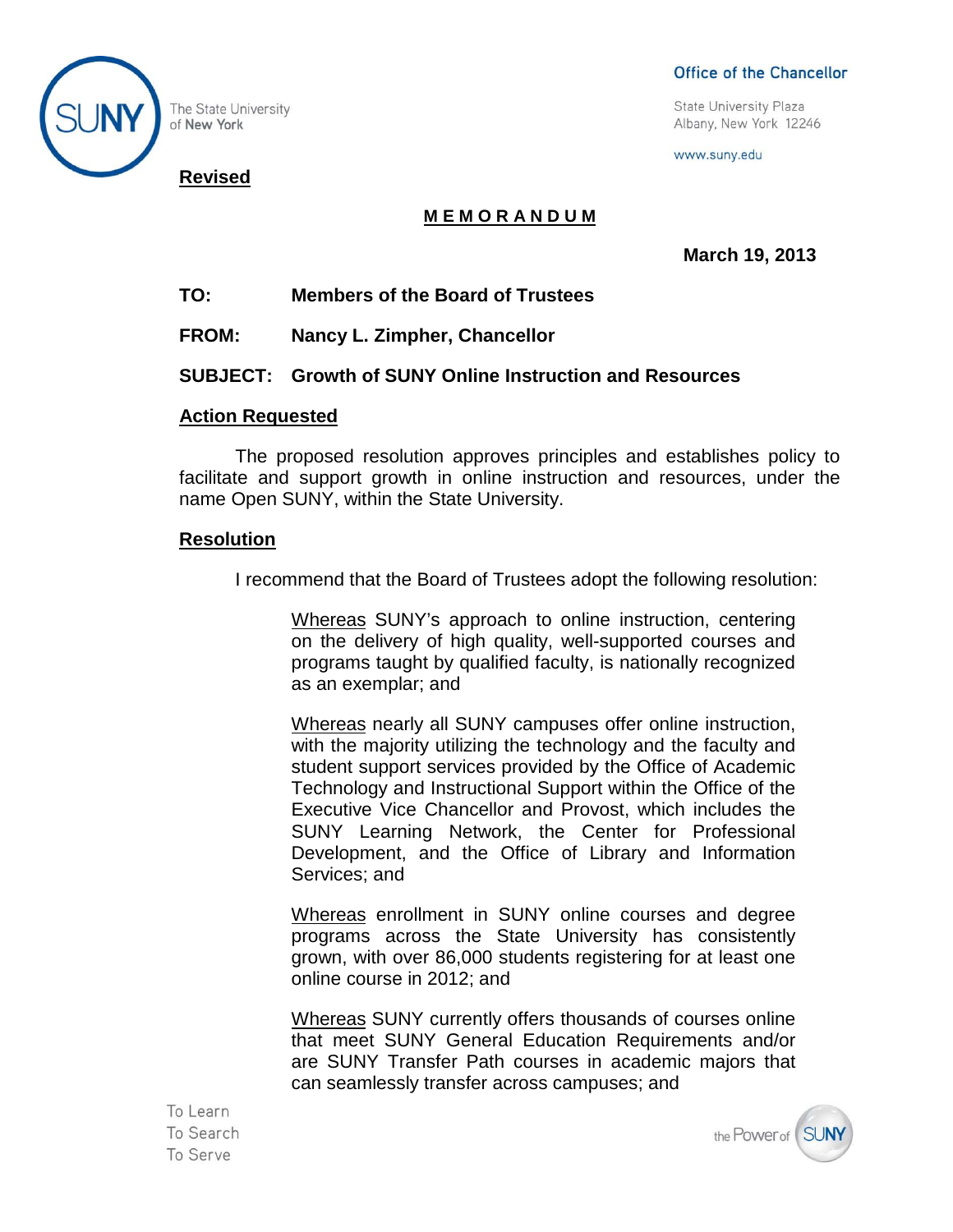The State University of New York

**Office of the Chancellor**

State University Plaza
Albany, New York 12246

www.suny.edu

**Revised**

**MEMORANDUM**

**March 19, 2013**

**TO:** Members of the Board of Trustees

**FROM:** Nancy L. Zimpher, Chancellor

**SUBJECT:** Growth of SUNY Online Instruction and Resources

## Action Requested

The proposed resolution approves principles and establishes policy to facilitate and support growth in online instruction and resources, under the name Open SUNY, within the State University.

## Resolution

I recommend that the Board of Trustees adopt the following resolution:

> Whereas SUNY's approach to online instruction, centering on the delivery of high quality, well-supported courses and programs taught by qualified faculty, is nationally recognized as an exemplar; and
>
> Whereas nearly all SUNY campuses offer online instruction, with the majority utilizing the technology and the faculty and student support services provided by the Office of Academic Technology and Instructional Support within the Office of the Executive Vice Chancellor and Provost, which includes the SUNY Learning Network, the Center for Professional Development, and the Office of Library and Information Services; and
>
> Whereas enrollment in SUNY online courses and degree programs across the State University has consistently grown, with over 86,000 students registering for at least one online course in 2012; and
>
> Whereas SUNY currently offers thousands of courses online that meet SUNY General Education Requirements and/or are SUNY Transfer Path courses in academic majors that can seamlessly transfer across campuses; and

To Learn
To Search
To Serve

the Power of SUNY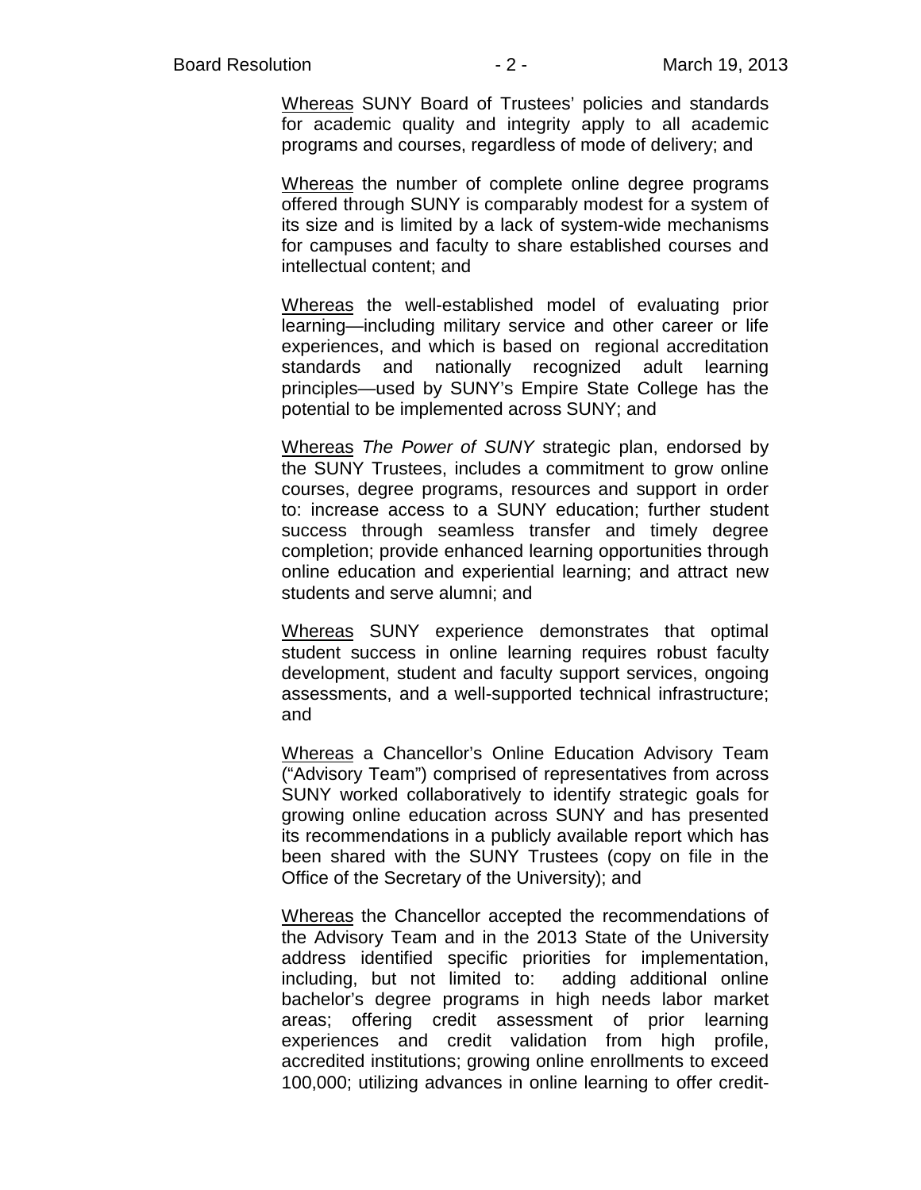<u>Whereas</u> SUNY Board of Trustees' policies and standards for academic quality and integrity apply to all academic programs and courses, regardless of mode of delivery; and

<u>Whereas</u> the number of complete online degree programs offered through SUNY is comparably modest for a system of its size and is limited by a lack of system-wide mechanisms for campuses and faculty to share established courses and intellectual content; and

<u>Whereas</u> the well-established model of evaluating prior learning—including military service and other career or life experiences, and which is based on regional accreditation standards and nationally recognized adult learning principles—used by SUNY's Empire State College has the potential to be implemented across SUNY; and

<u>Whereas</u> *The Power of SUNY* strategic plan, endorsed by the SUNY Trustees, includes a commitment to grow online courses, degree programs, resources and support in order to: increase access to a SUNY education; further student success through seamless transfer and timely degree completion; provide enhanced learning opportunities through online education and experiential learning; and attract new students and serve alumni; and

<u>Whereas</u> SUNY experience demonstrates that optimal student success in online learning requires robust faculty development, student and faculty support services, ongoing assessments, and a well-supported technical infrastructure; and

<u>Whereas</u> a Chancellor's Online Education Advisory Team ("Advisory Team") comprised of representatives from across SUNY worked collaboratively to identify strategic goals for growing online education across SUNY and has presented its recommendations in a publicly available report which has been shared with the SUNY Trustees (copy on file in the Office of the Secretary of the University); and

<u>Whereas</u> the Chancellor accepted the recommendations of the Advisory Team and in the 2013 State of the University address identified specific priorities for implementation, including, but not limited to: adding additional online bachelor's degree programs in high needs labor market areas; offering credit assessment of prior learning experiences and credit validation from high profile, accredited institutions; growing online enrollments to exceed 100,000; utilizing advances in online learning to offer credit-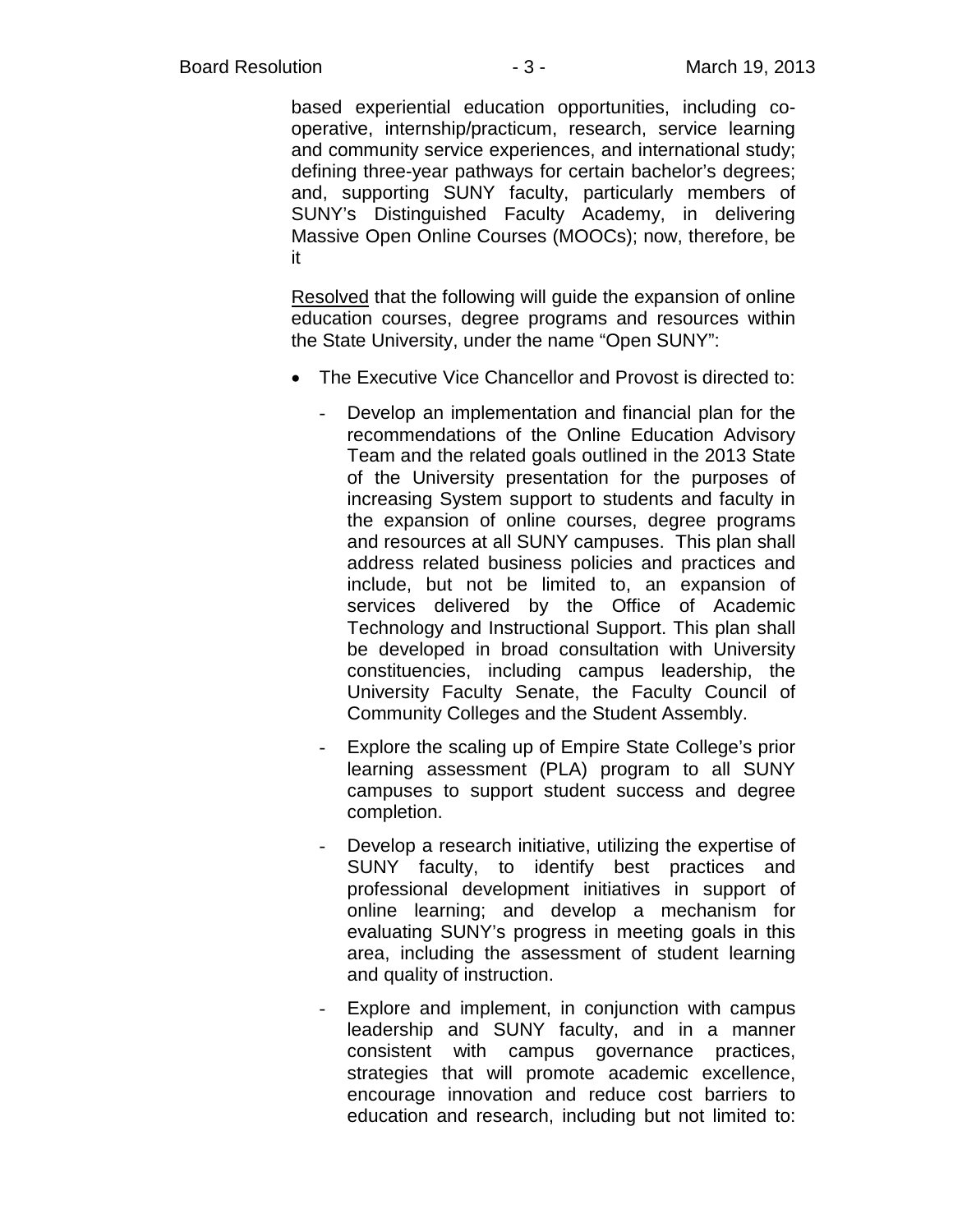based experiential education opportunities, including co-operative, internship/practicum, research, service learning and community service experiences, and international study; defining three-year pathways for certain bachelor's degrees; and, supporting SUNY faculty, particularly members of SUNY's Distinguished Faculty Academy, in delivering Massive Open Online Courses (MOOCs); now, therefore, be it

<u>Resolved</u> that the following will guide the expansion of online education courses, degree programs and resources within the State University, under the name "Open SUNY":

- The Executive Vice Chancellor and Provost is directed to:

  - Develop an implementation and financial plan for the recommendations of the Online Education Advisory Team and the related goals outlined in the 2013 State of the University presentation for the purposes of increasing System support to students and faculty in the expansion of online courses, degree programs and resources at all SUNY campuses. This plan shall address related business policies and practices and include, but not be limited to, an expansion of services delivered by the Office of Academic Technology and Instructional Support. This plan shall be developed in broad consultation with University constituencies, including campus leadership, the University Faculty Senate, the Faculty Council of Community Colleges and the Student Assembly.

  - Explore the scaling up of Empire State College's prior learning assessment (PLA) program to all SUNY campuses to support student success and degree completion.

  - Develop a research initiative, utilizing the expertise of SUNY faculty, to identify best practices and professional development initiatives in support of online learning; and develop a mechanism for evaluating SUNY's progress in meeting goals in this area, including the assessment of student learning and quality of instruction.

  - Explore and implement, in conjunction with campus leadership and SUNY faculty, and in a manner consistent with campus governance practices, strategies that will promote academic excellence, encourage innovation and reduce cost barriers to education and research, including but not limited to: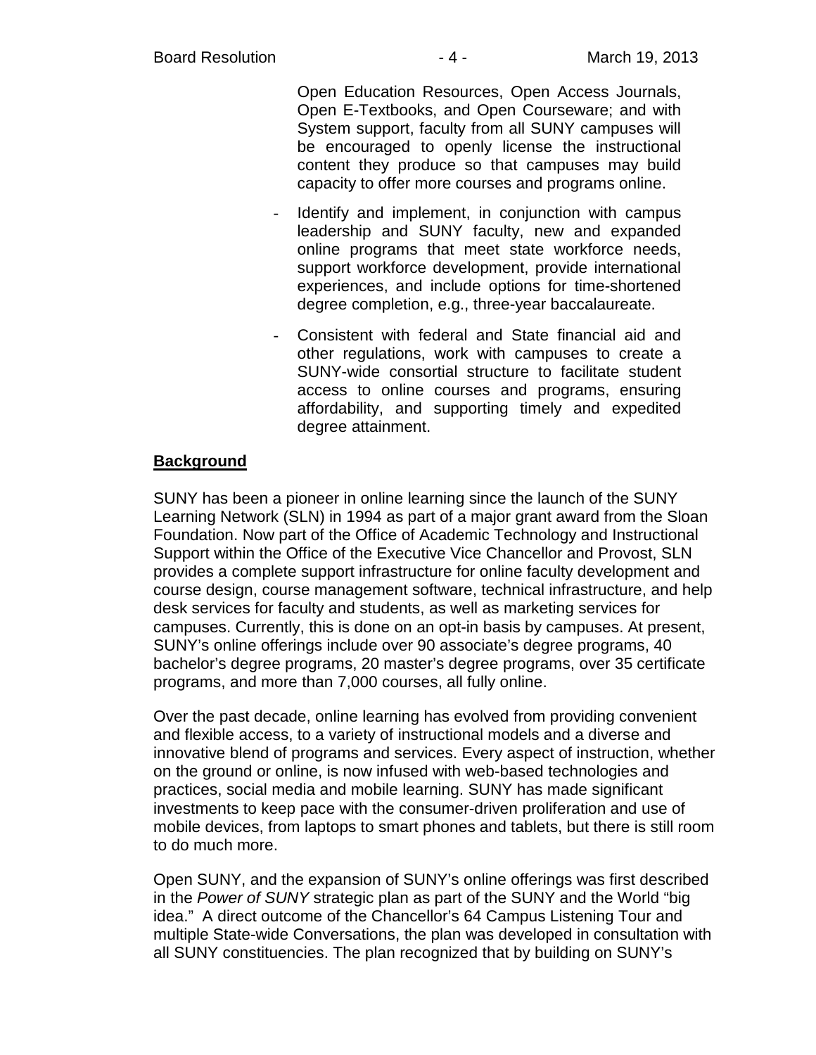Open Education Resources, Open Access Journals, Open E-Textbooks, and Open Courseware; and with System support, faculty from all SUNY campuses will be encouraged to openly license the instructional content they produce so that campuses may build capacity to offer more courses and programs online.

- Identify and implement, in conjunction with campus leadership and SUNY faculty, new and expanded online programs that meet state workforce needs, support workforce development, provide international experiences, and include options for time-shortened degree completion, e.g., three-year baccalaureate.
- Consistent with federal and State financial aid and other regulations, work with campuses to create a SUNY-wide consortial structure to facilitate student access to online courses and programs, ensuring affordability, and supporting timely and expedited degree attainment.

**Background**

SUNY has been a pioneer in online learning since the launch of the SUNY Learning Network (SLN) in 1994 as part of a major grant award from the Sloan Foundation. Now part of the Office of Academic Technology and Instructional Support within the Office of the Executive Vice Chancellor and Provost, SLN provides a complete support infrastructure for online faculty development and course design, course management software, technical infrastructure, and help desk services for faculty and students, as well as marketing services for campuses. Currently, this is done on an opt-in basis by campuses. At present, SUNY's online offerings include over 90 associate's degree programs, 40 bachelor's degree programs, 20 master's degree programs, over 35 certificate programs, and more than 7,000 courses, all fully online.

Over the past decade, online learning has evolved from providing convenient and flexible access, to a variety of instructional models and a diverse and innovative blend of programs and services. Every aspect of instruction, whether on the ground or online, is now infused with web-based technologies and practices, social media and mobile learning. SUNY has made significant investments to keep pace with the consumer-driven proliferation and use of mobile devices, from laptops to smart phones and tablets, but there is still room to do much more.

Open SUNY, and the expansion of SUNY's online offerings was first described in the *Power of SUNY* strategic plan as part of the SUNY and the World "big idea." A direct outcome of the Chancellor's 64 Campus Listening Tour and multiple State-wide Conversations, the plan was developed in consultation with all SUNY constituencies. The plan recognized that by building on SUNY's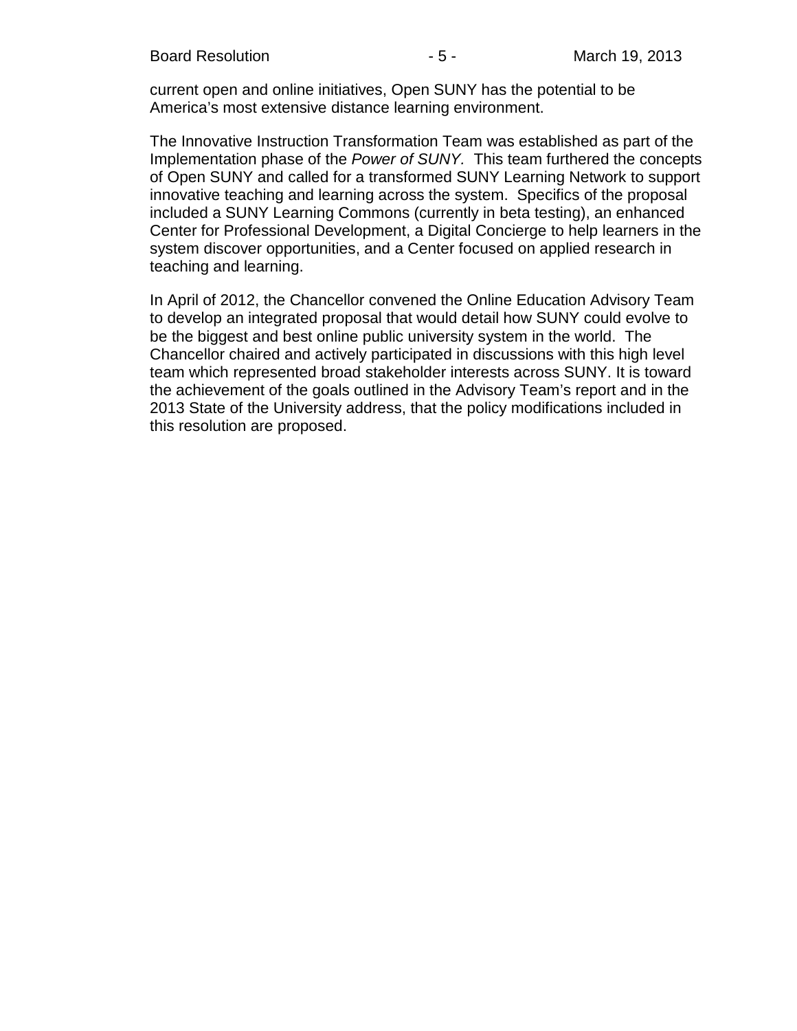current open and online initiatives, Open SUNY has the potential to be America's most extensive distance learning environment.

The Innovative Instruction Transformation Team was established as part of the Implementation phase of the *Power of SUNY.* This team furthered the concepts of Open SUNY and called for a transformed SUNY Learning Network to support innovative teaching and learning across the system. Specifics of the proposal included a SUNY Learning Commons (currently in beta testing), an enhanced Center for Professional Development, a Digital Concierge to help learners in the system discover opportunities, and a Center focused on applied research in teaching and learning.

In April of 2012, the Chancellor convened the Online Education Advisory Team to develop an integrated proposal that would detail how SUNY could evolve to be the biggest and best online public university system in the world. The Chancellor chaired and actively participated in discussions with this high level team which represented broad stakeholder interests across SUNY. It is toward the achievement of the goals outlined in the Advisory Team's report and in the 2013 State of the University address, that the policy modifications included in this resolution are proposed.